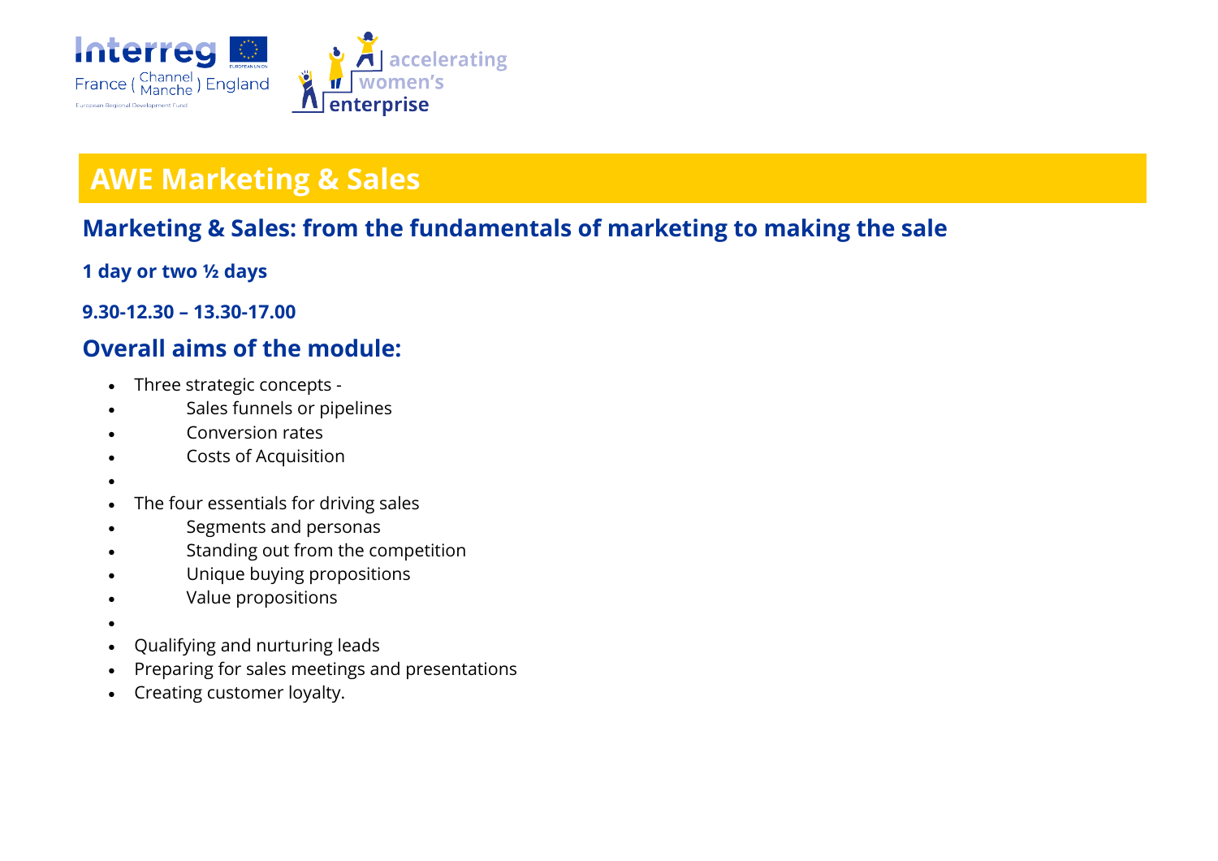# AWE Marketing & Sales

## Marketing & Sales: from the fundamentals of marketing to making the sale

**1 day or two ½ days**

**9.30-12.30 – 13.30-17.00**

## Overall aims of the module:

- Three strategic concepts -
- Sales funnels or pipelines
- Conversion rates
- Costs of Acquisition
- 
- The four essentials for driving sales
- Segments and personas
- Standing out from the competition
- Unique buying propositions
- Value propositions
- 
- Qualifying and nurturing leads
- Preparing for sales meetings and presentations
- Creating customer loyalty.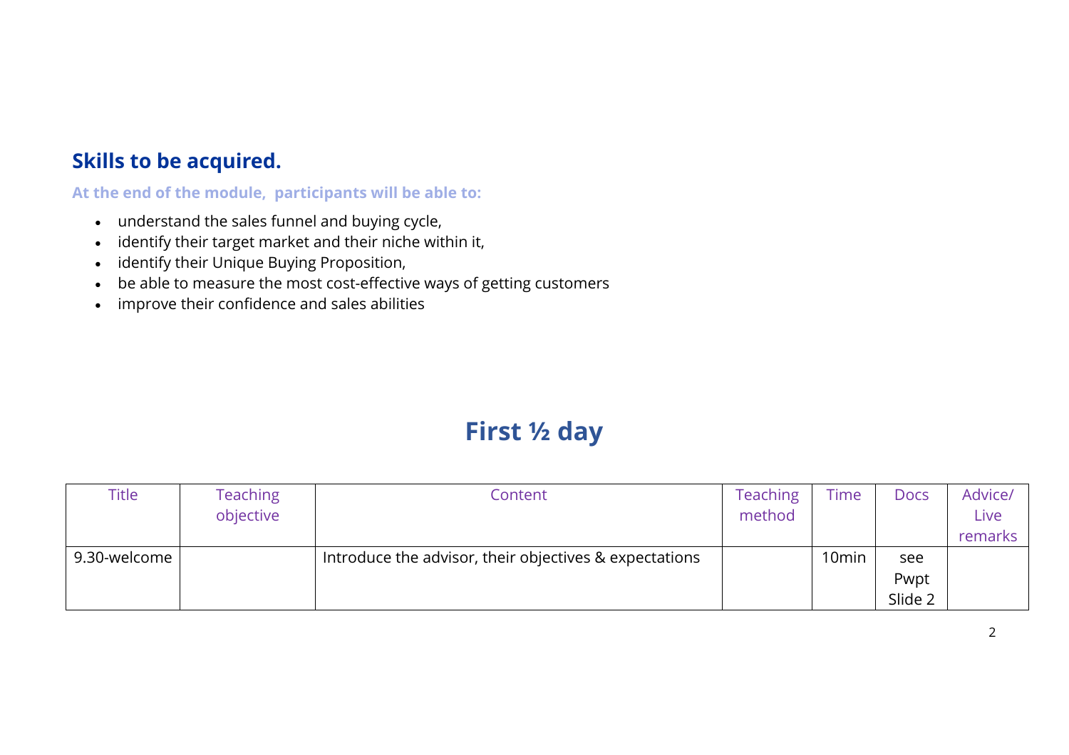## Skills to be acquired.

**At the end of the module, participants will be able to:**

- understand the sales funnel and buying cycle,
- identify their target market and their niche within it,
- identify their Unique Buying Proposition,
- be able to measure the most cost-effective ways of getting customers
- improve their confidence and sales abilities

# First ½ day

| Title | Teaching objective | Content | Teaching method | Time | Docs | Advice/ Live remarks |
|---|---|---|---|---|---|---|
| 9.30-welcome | | Introduce the advisor, their objectives & expectations | | 10min | see Pwpt Slide 2 | |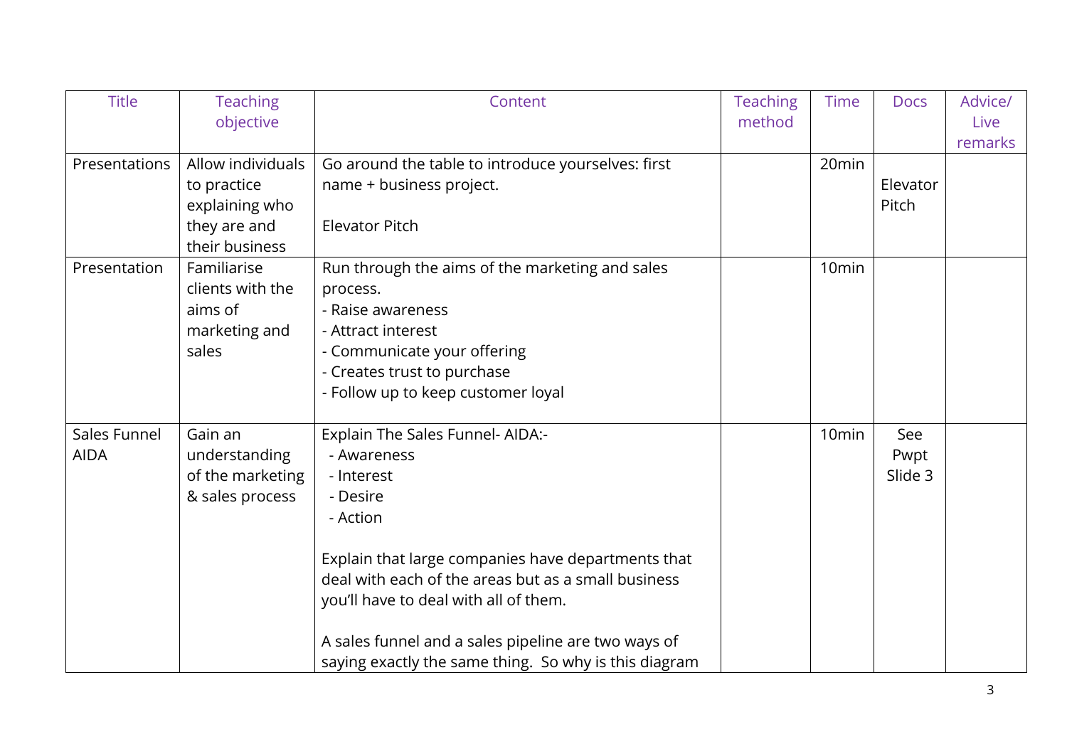| Title | Teaching objective | Content | Teaching method | Time | Docs | Advice/ Live remarks |
|---|---|---|---|---|---|---|
| Presentations | Allow individuals to practice explaining who they are and their business | Go around the table to introduce yourselves: first name + business project.<br><br>Elevator Pitch | | 20min | Elevator Pitch | |
| Presentation | Familiarise clients with the aims of marketing and sales | Run through the aims of the marketing and sales process.<br>- Raise awareness<br>- Attract interest<br>- Communicate your offering<br>- Creates trust to purchase<br>- Follow up to keep customer loyal | | 10min | | |
| Sales Funnel AIDA | Gain an understanding of the marketing & sales process | Explain The Sales Funnel- AIDA:-<br>- Awareness<br>- Interest<br>- Desire<br>- Action<br><br>Explain that large companies have departments that deal with each of the areas but as a small business you'll have to deal with all of them.<br><br>A sales funnel and a sales pipeline are two ways of saying exactly the same thing. So why is this diagram | | 10min | See Pwpt Slide 3 | |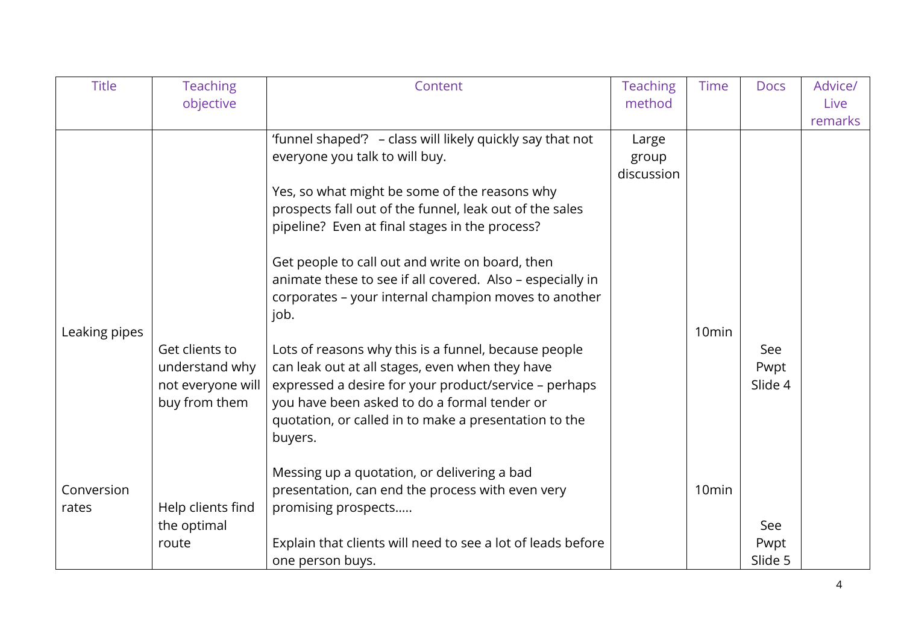| Title | Teaching objective | Content | Teaching method | Time | Docs | Advice/ Live remarks |
|---|---|---|---|---|---|---|
| Leaking pipes | Get clients to understand why not everyone will buy from them | 'funnel shaped'? – class will likely quickly say that not everyone you talk to will buy.<br><br>Yes, so what might be some of the reasons why prospects fall out of the funnel, leak out of the sales pipeline? Even at final stages in the process?<br><br>Get people to call out and write on board, then animate these to see if all covered. Also – especially in corporates – your internal champion moves to another job.<br><br>Lots of reasons why this is a funnel, because people can leak out at all stages, even when they have expressed a desire for your product/service – perhaps you have been asked to do a formal tender or quotation, or called in to make a presentation to the buyers.<br><br>Messing up a quotation, or delivering a bad presentation, can end the process with even very promising prospects….. | Large group discussion | 10min | See Pwpt Slide 4 | |
| Conversion rates | Help clients find the optimal route | Explain that clients will need to see a lot of leads before one person buys. | | 10min | See Pwpt Slide 5 | |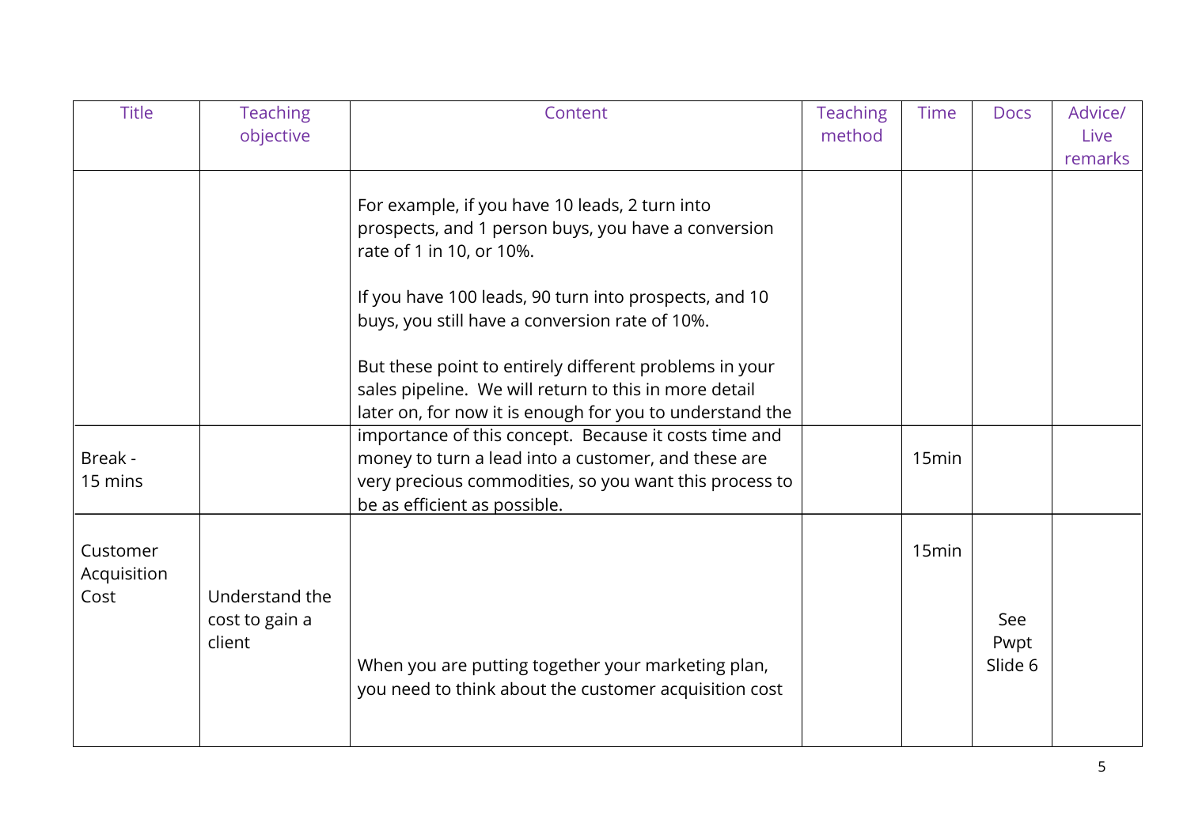| Title | Teaching objective | Content | Teaching method | Time | Docs | Advice/ Live remarks |
|---|---|---|---|---|---|---|
| | | For example, if you have 10 leads, 2 turn into prospects, and 1 person buys, you have a conversion rate of 1 in 10, or 10%.<br><br>If you have 100 leads, 90 turn into prospects, and 10 buys, you still have a conversion rate of 10%.<br><br>But these point to entirely different problems in your sales pipeline. We will return to this in more detail later on, for now it is enough for you to understand the importance of this concept. Because it costs time and money to turn a lead into a customer, and these are very precious commodities, so you want this process to be as efficient as possible. | | | | |
| Break - 15 mins | | | | 15min | | |
| Customer Acquisition Cost | Understand the cost to gain a client | When you are putting together your marketing plan, you need to think about the customer acquisition cost | | 15min | See Pwpt Slide 6 | |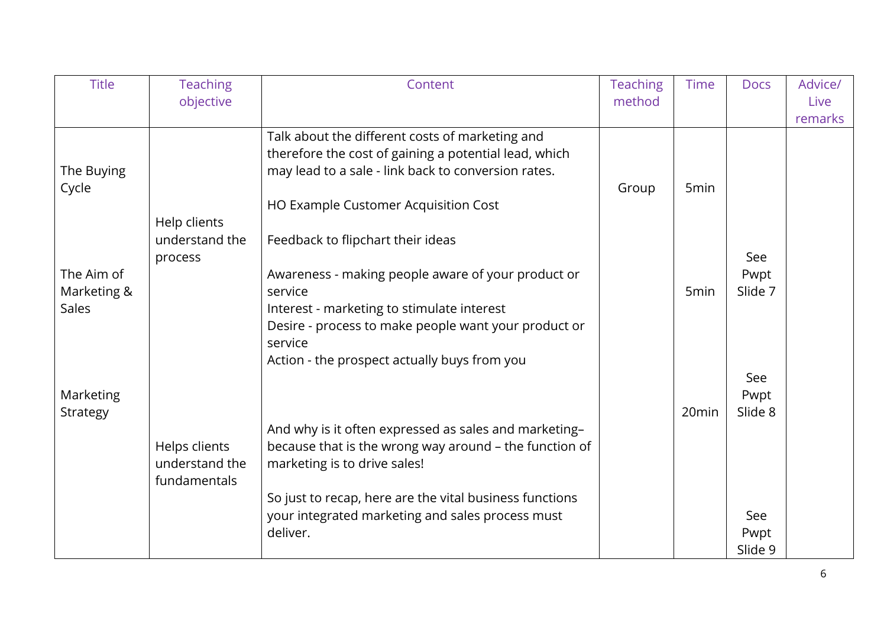| Title | Teaching objective | Content | Teaching method | Time | Docs | Advice/ Live remarks |
|---|---|---|---|---|---|---|
| The Buying Cycle | Help clients understand the process | Talk about the different costs of marketing and therefore the cost of gaining a potential lead, which may lead to a sale - link back to conversion rates.<br><br>HO Example Customer Acquisition Cost<br><br>Feedback to flipchart their ideas | Group | 5min | | |
| The Aim of Marketing & Sales | | Awareness - making people aware of your product or service<br>Interest - marketing to stimulate interest<br>Desire - process to make people want your product or service<br>Action - the prospect actually buys from you | | 5min | See Pwpt Slide 7 | |
| Marketing Strategy | Helps clients understand the fundamentals | And why is it often expressed as sales and marketing– because that is the wrong way around – the function of marketing is to drive sales!<br><br>So just to recap, here are the vital business functions your integrated marketing and sales process must deliver. | | 20min | See Pwpt Slide 8<br><br>See Pwpt Slide 9 | |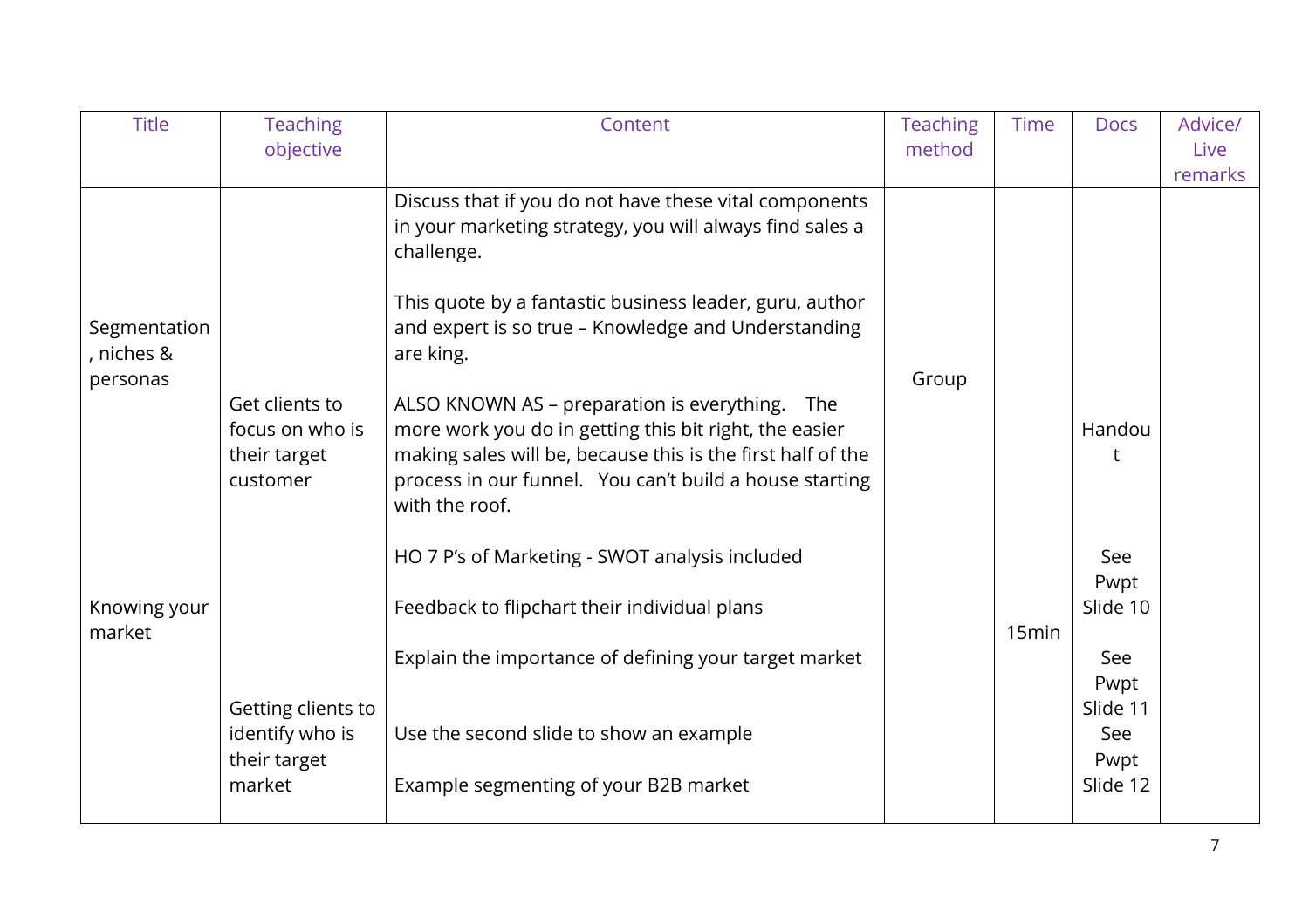| Title | Teaching objective | Content | Teaching method | Time | Docs | Advice/ Live remarks |
|---|---|---|---|---|---|---|
| Segmentation, niches & personas | Get clients to focus on who is their target customer | Discuss that if you do not have these vital components in your marketing strategy, you will always find sales a challenge.<br><br>This quote by a fantastic business leader, guru, author and expert is so true – Knowledge and Understanding are king.<br><br>ALSO KNOWN AS – preparation is everything. The more work you do in getting this bit right, the easier making sales will be, because this is the first half of the process in our funnel. You can't build a house starting with the roof.<br><br>HO 7 P's of Marketing - SWOT analysis included<br><br>Feedback to flipchart their individual plans | Group | | Handout | |
| Knowing your market | Getting clients to identify who is their target market | Explain the importance of defining your target market<br><br>Use the second slide to show an example<br><br>Example segmenting of your B2B market | | 15min | See Pwpt Slide 10<br><br>See Pwpt Slide 11<br>See Pwpt Slide 12 | |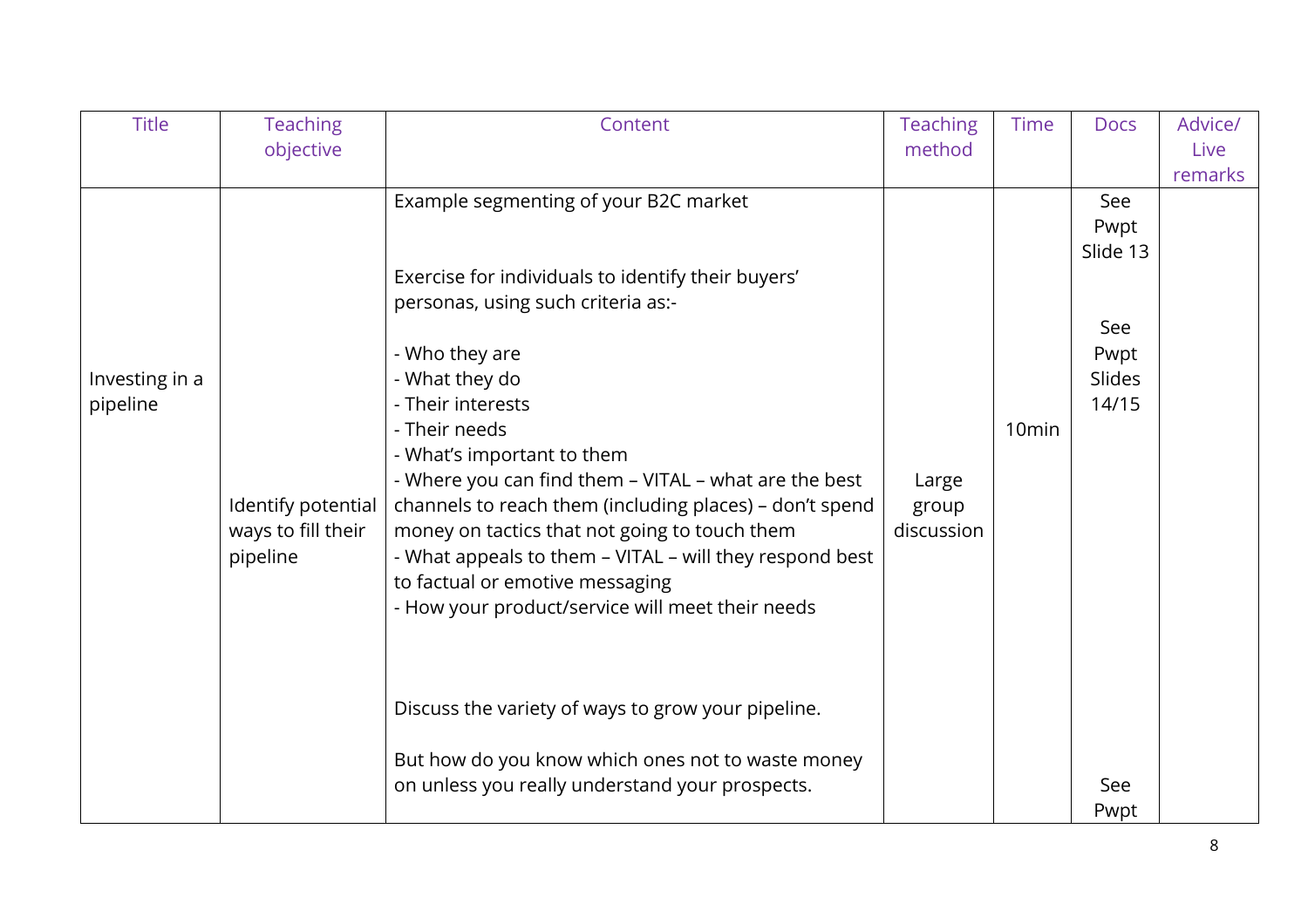| Title | Teaching objective | Content | Teaching method | Time | Docs | Advice/ Live remarks |
|---|---|---|---|---|---|---|
| Investing in a pipeline | Identify potential ways to fill their pipeline | Example segmenting of your B2C market<br><br>Exercise for individuals to identify their buyers' personas, using such criteria as:-<br><br>- Who they are<br>- What they do<br>- Their interests<br>- Their needs<br>- What's important to them<br>- Where you can find them – VITAL – what are the best channels to reach them (including places) – don't spend money on tactics that not going to touch them<br>- What appeals to them – VITAL – will they respond best to factual or emotive messaging<br>- How your product/service will meet their needs<br><br>Discuss the variety of ways to grow your pipeline.<br><br>But how do you know which ones not to waste money on unless you really understand your prospects. | Large group discussion | 10min | See Pwpt Slide 13<br><br>See Pwpt Slides 14/15<br><br>See Pwpt | |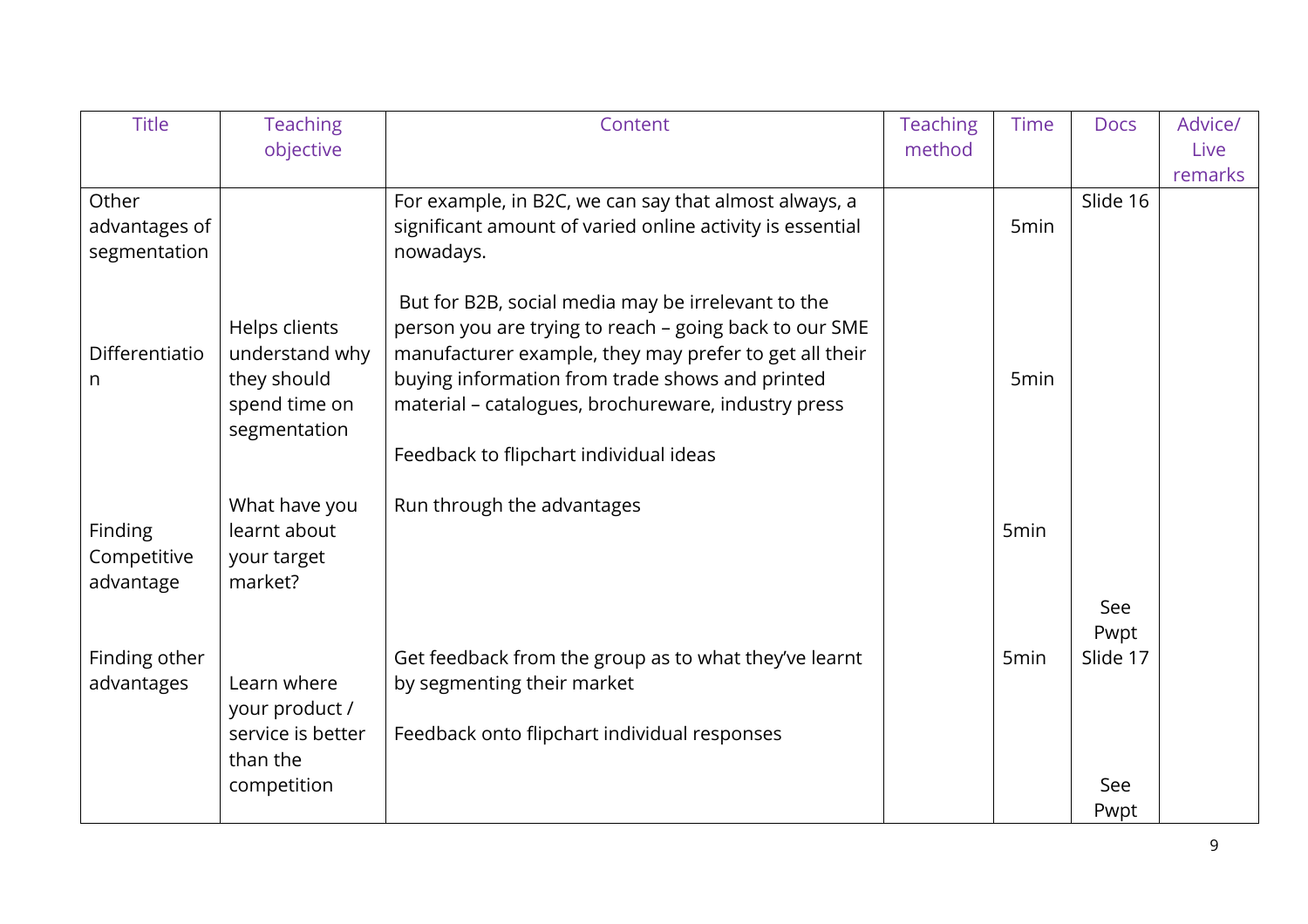| Title | Teaching objective | Content | Teaching method | Time | Docs | Advice/ Live remarks |
|---|---|---|---|---|---|---|
| Other advantages of segmentation | | For example, in B2C, we can say that almost always, a significant amount of varied online activity is essential nowadays. | | 5min | Slide 16 | |
| Differentiation | Helps clients understand why they should spend time on segmentation | But for B2B, social media may be irrelevant to the person you are trying to reach – going back to our SME manufacturer example, they may prefer to get all their buying information from trade shows and printed material – catalogues, brochureware, industry press<br><br>Feedback to flipchart individual ideas | | 5min | | |
| Finding Competitive advantage | What have you learnt about your target market? | Run through the advantages | | 5min | See Pwpt Slide 17 | |
| Finding other advantages | Learn where your product / service is better than the competition | Get feedback from the group as to what they've learnt by segmenting their market<br><br>Feedback onto flipchart individual responses | | 5min | See Pwpt | |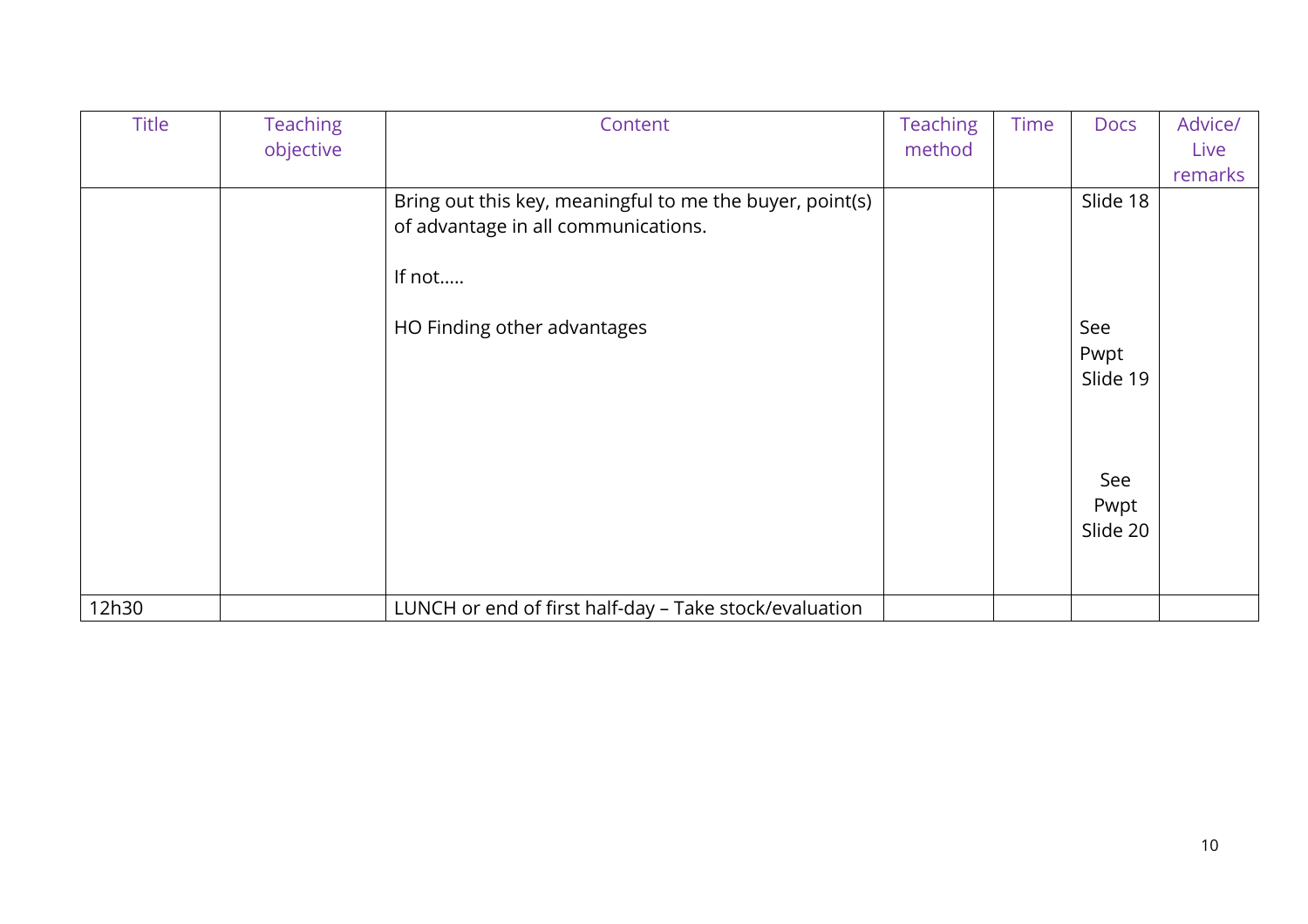| Title | Teaching objective | Content | Teaching method | Time | Docs | Advice/ Live remarks |
|---|---|---|---|---|---|---|
| | | Bring out this key, meaningful to me the buyer, point(s) of advantage in all communications.<br><br>If not…..<br><br>HO Finding other advantages | | | Slide 18<br><br>See Pwpt Slide 19<br><br>See Pwpt Slide 20 | |
| 12h30 | | LUNCH or end of first half-day – Take stock/evaluation | | | | |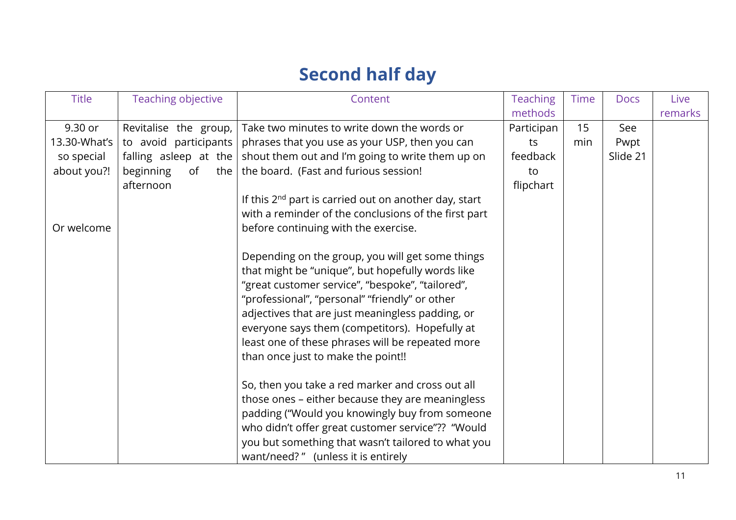# Second half day

| Title | Teaching objective | Content | Teaching methods | Time | Docs | Live remarks |
|---|---|---|---|---|---|---|
| 9.30 or 13.30-What's so special about you?!<br><br>Or welcome | Revitalise the group, to avoid participants falling asleep at the beginning of the afternoon | Take two minutes to write down the words or phrases that you use as your USP, then you can shout them out and I'm going to write them up on the board. (Fast and furious session!<br><br>If this 2nd part is carried out on another day, start with a reminder of the conclusions of the first part before continuing with the exercise.<br><br>Depending on the group, you will get some things that might be "unique", but hopefully words like "great customer service", "bespoke", "tailored", "professional", "personal" "friendly" or other adjectives that are just meaningless padding, or everyone says them (competitors). Hopefully at least one of these phrases will be repeated more than once just to make the point!!<br><br>So, then you take a red marker and cross out all those ones – either because they are meaningless padding ("Would you knowingly buy from someone who didn't offer great customer service"?? "Would you but something that wasn't tailored to what you want/need? " (unless it is entirely | Participants feedback to flipchart | 15 min | See Pwpt Slide 21 | |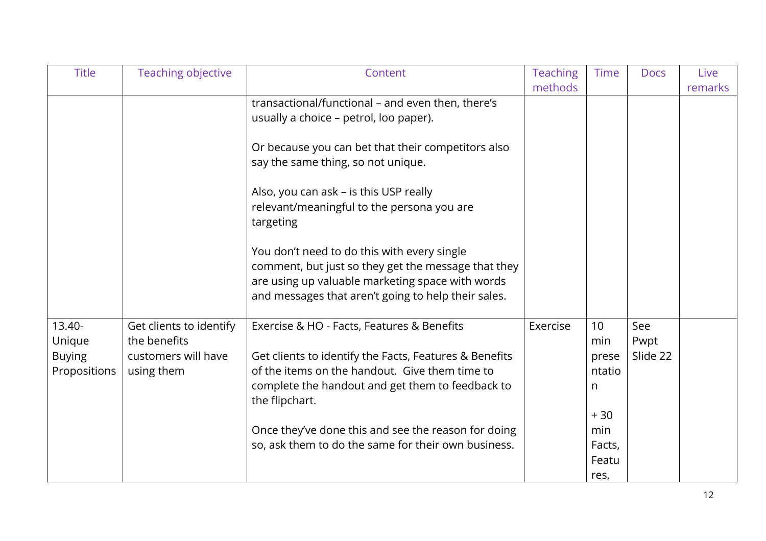| Title | Teaching objective | Content | Teaching methods | Time | Docs | Live remarks |
|---|---|---|---|---|---|---|
| | | transactional/functional – and even then, there's usually a choice – petrol, loo paper).<br><br>Or because you can bet that their competitors also say the same thing, so not unique.<br><br>Also, you can ask – is this USP really relevant/meaningful to the persona you are targeting<br><br>You don't need to do this with every single comment, but just so they get the message that they are using up valuable marketing space with words and messages that aren't going to help their sales. | | | | |
| 13.40- Unique Buying Propositions | Get clients to identify the benefits customers will have using them | Exercise & HO - Facts, Features & Benefits<br><br>Get clients to identify the Facts, Features & Benefits of the items on the handout. Give them time to complete the handout and get them to feedback to the flipchart.<br><br>Once they've done this and see the reason for doing so, ask them to do the same for their own business. | Exercise | 10 min presentation<br><br>+ 30 min Facts, Features, | See Pwpt Slide 22 | |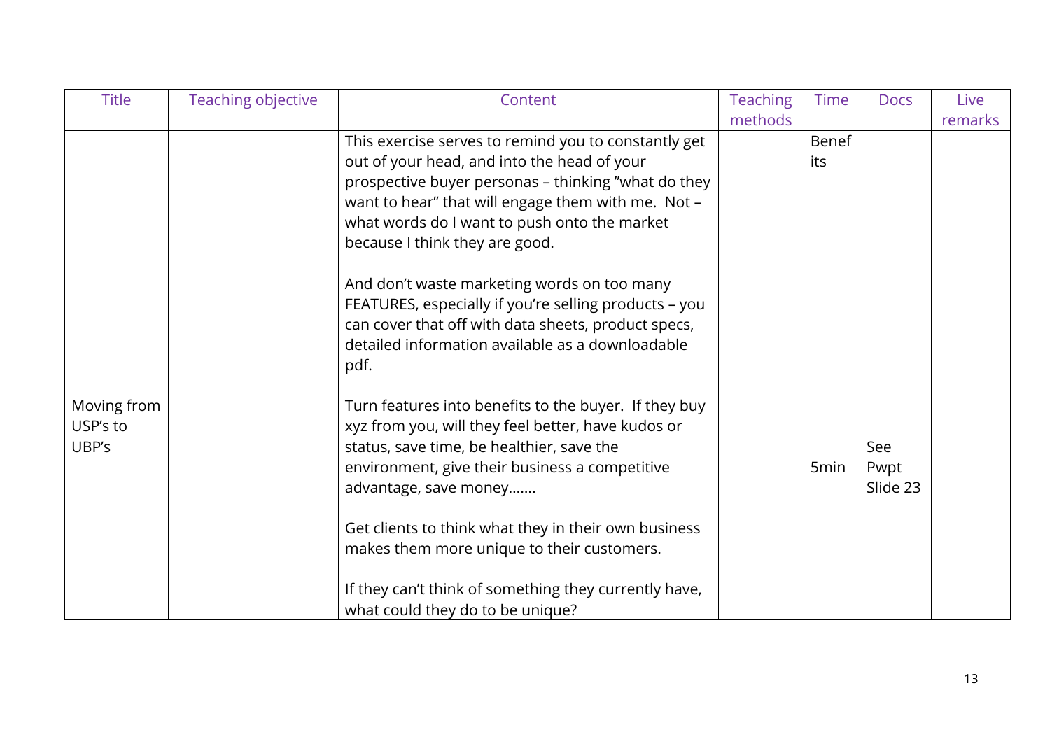| Title | Teaching objective | Content | Teaching methods | Time | Docs | Live remarks |
|---|---|---|---|---|---|---|
| Moving from USP's to UBP's | | This exercise serves to remind you to constantly get out of your head, and into the head of your prospective buyer personas – thinking "what do they want to hear" that will engage them with me. Not – what words do I want to push onto the market because I think they are good.<br><br>And don't waste marketing words on too many FEATURES, especially if you're selling products – you can cover that off with data sheets, product specs, detailed information available as a downloadable pdf.<br><br>Turn features into benefits to the buyer. If they buy xyz from you, will they feel better, have kudos or status, save time, be healthier, save the environment, give their business a competitive advantage, save money…….<br><br>Get clients to think what they in their own business makes them more unique to their customers.<br><br>If they can't think of something they currently have, what could they do to be unique? | | Benefits<br><br>5min | See Pwpt Slide 23 | |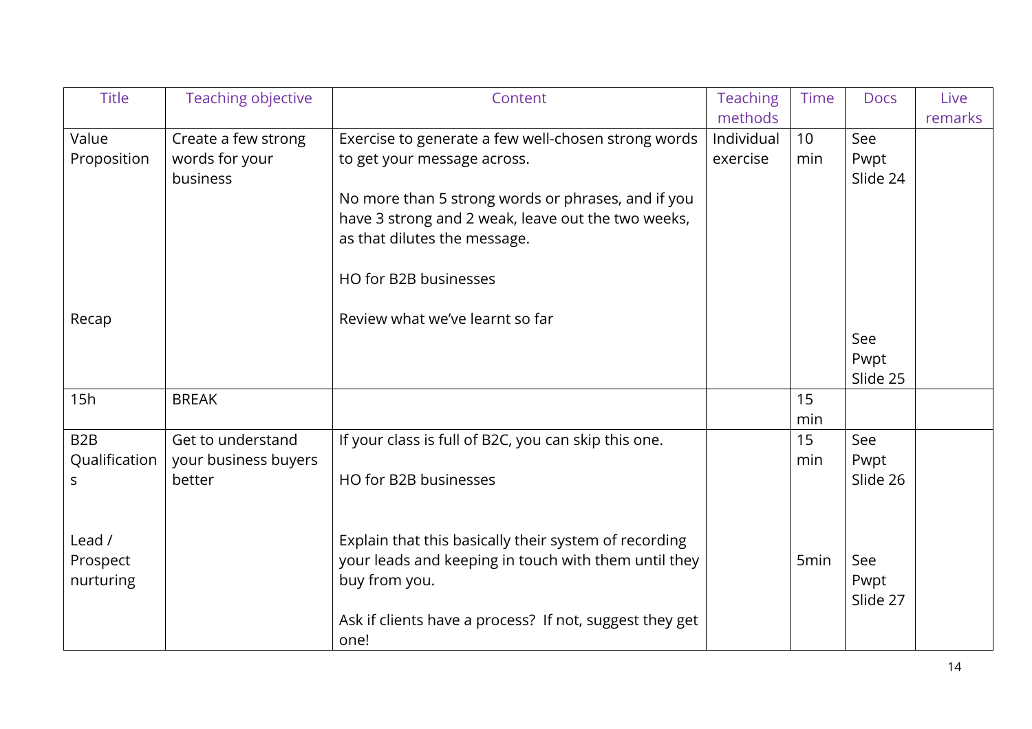| Title | Teaching objective | Content | Teaching methods | Time | Docs | Live remarks |
|---|---|---|---|---|---|---|
| Value Proposition<br><br><br><br><br><br><br><br>Recap | Create a few strong words for your business | Exercise to generate a few well-chosen strong words to get your message across.<br><br>No more than 5 strong words or phrases, and if you have 3 strong and 2 weak, leave out the two weeks, as that dilutes the message.<br><br>HO for B2B businesses<br><br>Review what we've learnt so far | Individual exercise | 10 min | See Pwpt Slide 24<br><br><br><br><br><br><br><br>See Pwpt Slide 25 | |
| 15h | BREAK | | | 15 min | | |
| B2B Qualifications<br><br><br>Lead / Prospect nurturing | Get to understand your business buyers better | If your class is full of B2C, you can skip this one.<br><br>HO for B2B businesses<br><br><br>Explain that this basically their system of recording your leads and keeping in touch with them until they buy from you.<br><br>Ask if clients have a process? If not, suggest they get one! | | 15 min<br><br><br><br><br>5min | See Pwpt Slide 26<br><br><br><br>See Pwpt Slide 27 | |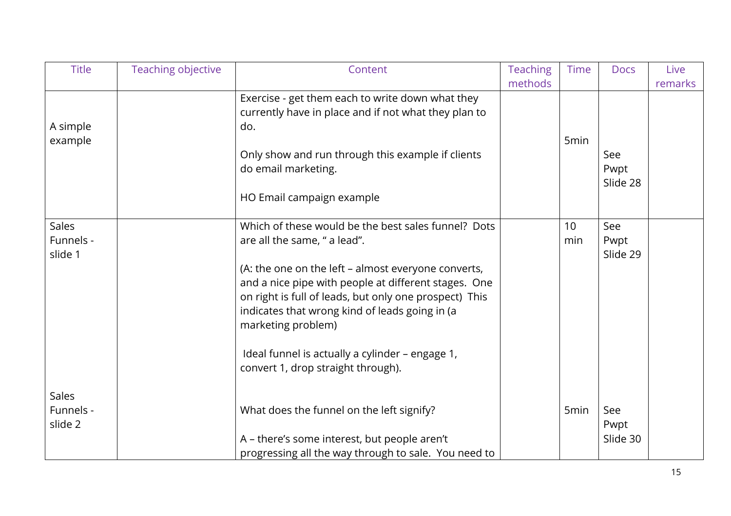| Title | Teaching objective | Content | Teaching methods | Time | Docs | Live remarks |
|---|---|---|---|---|---|---|
| A simple example | | Exercise - get them each to write down what they currently have in place and if not what they plan to do.<br><br>Only show and run through this example if clients do email marketing.<br><br>HO Email campaign example | | 5min | See Pwpt Slide 28 | |
| Sales Funnels - slide 1 | | Which of these would be the best sales funnel? Dots are all the same, " a lead".<br><br>(A: the one on the left – almost everyone converts, and a nice pipe with people at different stages. One on right is full of leads, but only one prospect) This indicates that wrong kind of leads going in (a marketing problem)<br><br>Ideal funnel is actually a cylinder – engage 1, convert 1, drop straight through). | | 10 min | See Pwpt Slide 29 | |
| Sales Funnels - slide 2 | | What does the funnel on the left signify?<br><br>A – there's some interest, but people aren't progressing all the way through to sale. You need to | | 5min | See Pwpt Slide 30 | |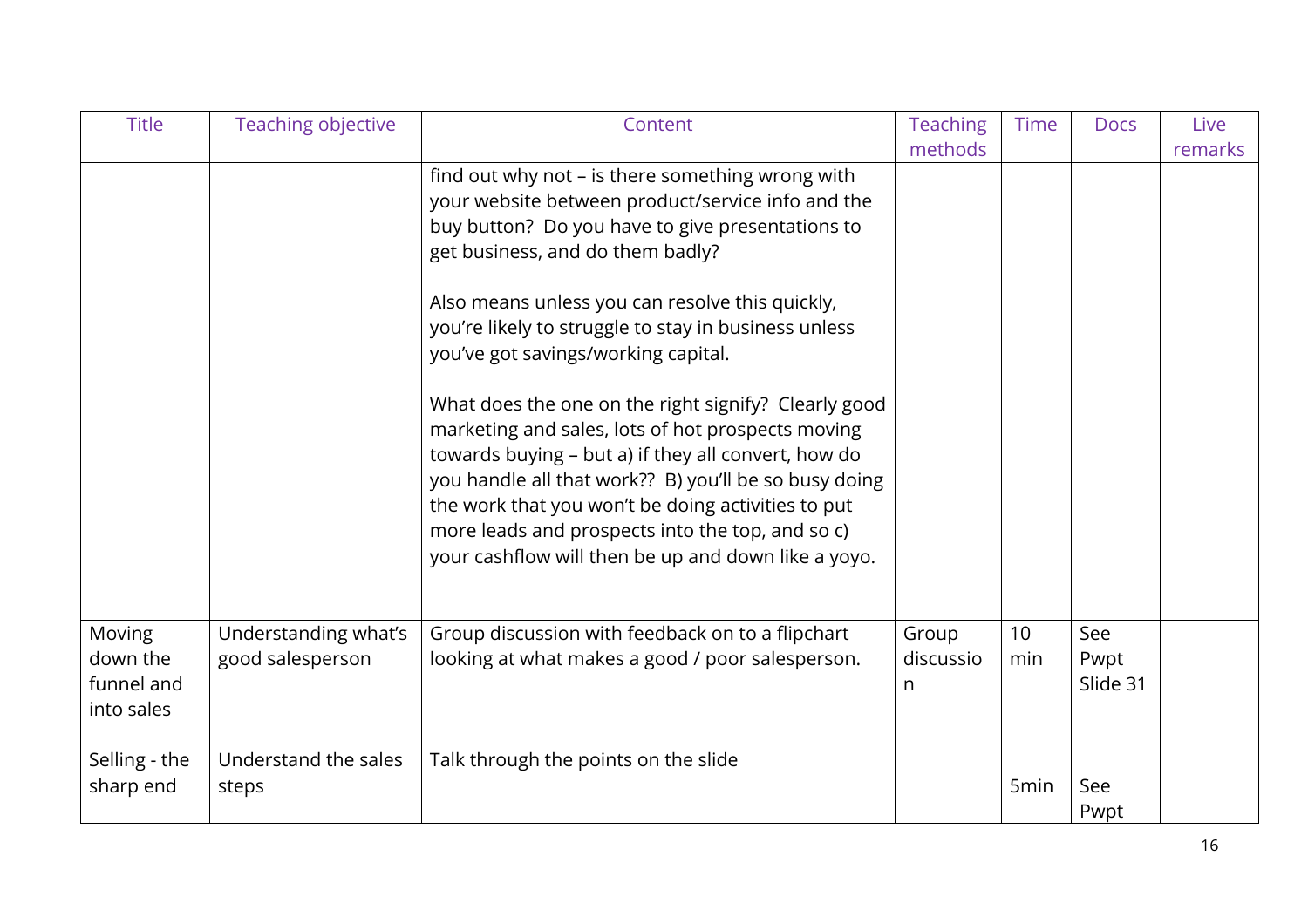| Title | Teaching objective | Content | Teaching methods | Time | Docs | Live remarks |
|---|---|---|---|---|---|---|
| | | find out why not – is there something wrong with your website between product/service info and the buy button? Do you have to give presentations to get business, and do them badly?<br><br>Also means unless you can resolve this quickly, you're likely to struggle to stay in business unless you've got savings/working capital.<br><br>What does the one on the right signify? Clearly good marketing and sales, lots of hot prospects moving towards buying – but a) if they all convert, how do you handle all that work?? B) you'll be so busy doing the work that you won't be doing activities to put more leads and prospects into the top, and so c) your cashflow will then be up and down like a yoyo. | | | | |
| Moving down the funnel and into sales | Understanding what's good salesperson | Group discussion with feedback on to a flipchart looking at what makes a good / poor salesperson. | Group discussion | 10 min | See Pwpt Slide 31 | |
| Selling - the sharp end | Understand the sales steps | Talk through the points on the slide | | 5min | See Pwpt | |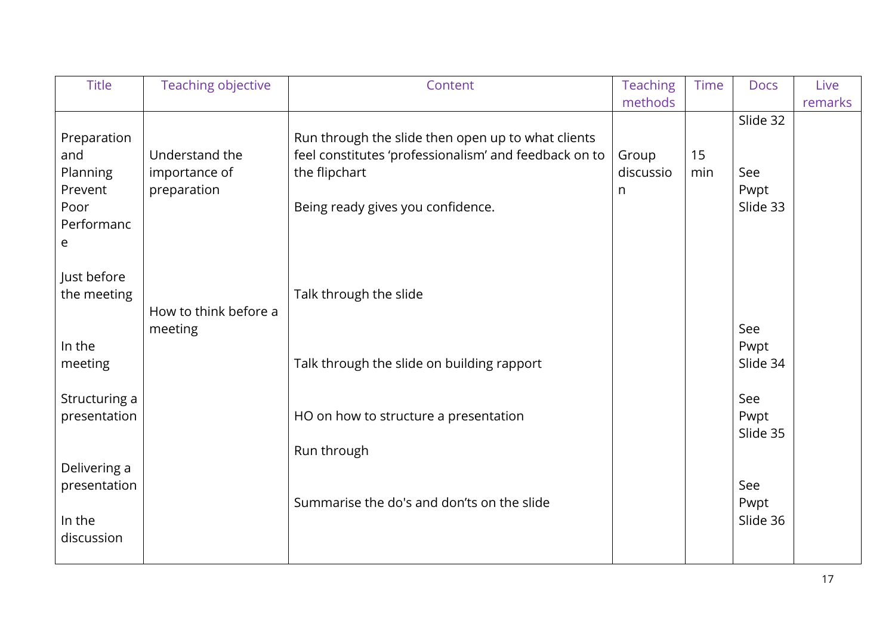| Title | Teaching objective | Content | Teaching methods | Time | Docs | Live remarks |
|---|---|---|---|---|---|---|
| Preparation and Planning Prevent Poor Performance | Understand the importance of preparation | Run through the slide then open up to what clients feel constitutes 'professionalism' and feedback on to the flipchart<br><br>Being ready gives you confidence. | Group discussion | 15 min | Slide 32<br><br>See Pwpt Slide 33 | |
| Just before the meeting | How to think before a meeting | Talk through the slide | | | | |
| In the meeting | | Talk through the slide on building rapport | | | See Pwpt Slide 34 | |
| Structuring a presentation | | HO on how to structure a presentation | | | See Pwpt Slide 35 | |
| Delivering a presentation | | Run through | | | | |
| In the discussion | | Summarise the do's and don'ts on the slide | | | See Pwpt Slide 36 | |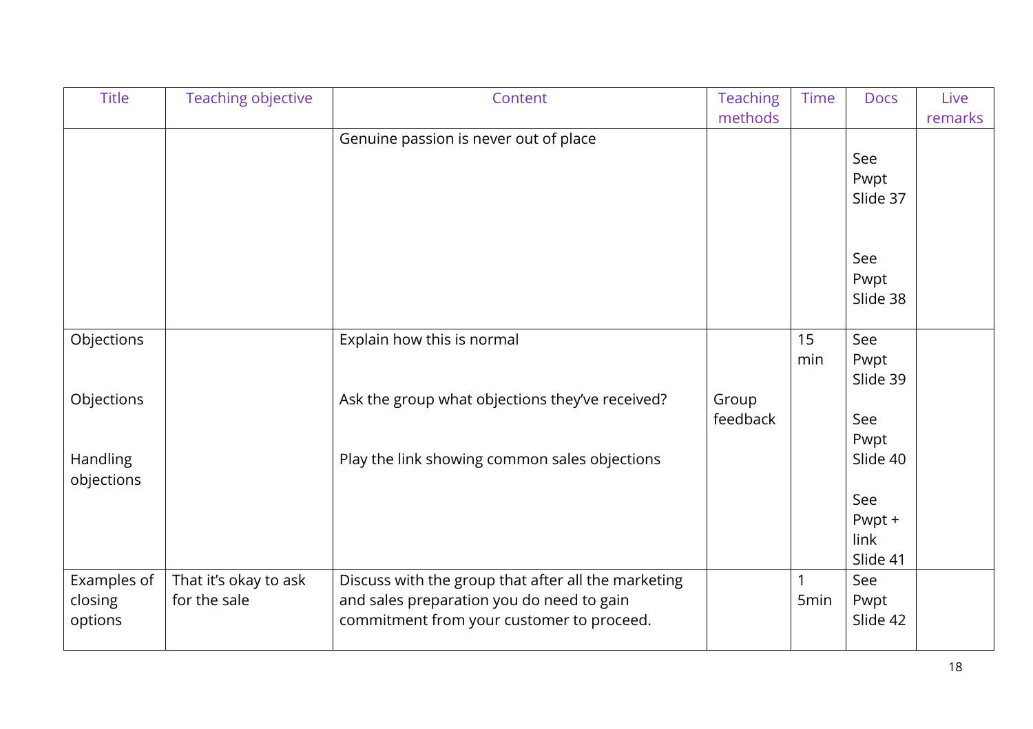| Title | Teaching objective | Content | Teaching methods | Time | Docs | Live remarks |
|---|---|---|---|---|---|---|
| | | Genuine passion is never out of place | | | See Pwpt Slide 37<br><br>See Pwpt Slide 38 | |
| Objections<br><br>Objections<br><br>Handling objections | | Explain how this is normal<br><br>Ask the group what objections they've received?<br><br>Play the link showing common sales objections | Group feedback | 15 min | See Pwpt Slide 39<br><br>See Pwpt Slide 40<br><br>See Pwpt + link Slide 41 | |
| Examples of closing options | That it's okay to ask for the sale | Discuss with the group that after all the marketing and sales preparation you do need to gain commitment from your customer to proceed. | | 1 5min | See Pwpt Slide 42 | |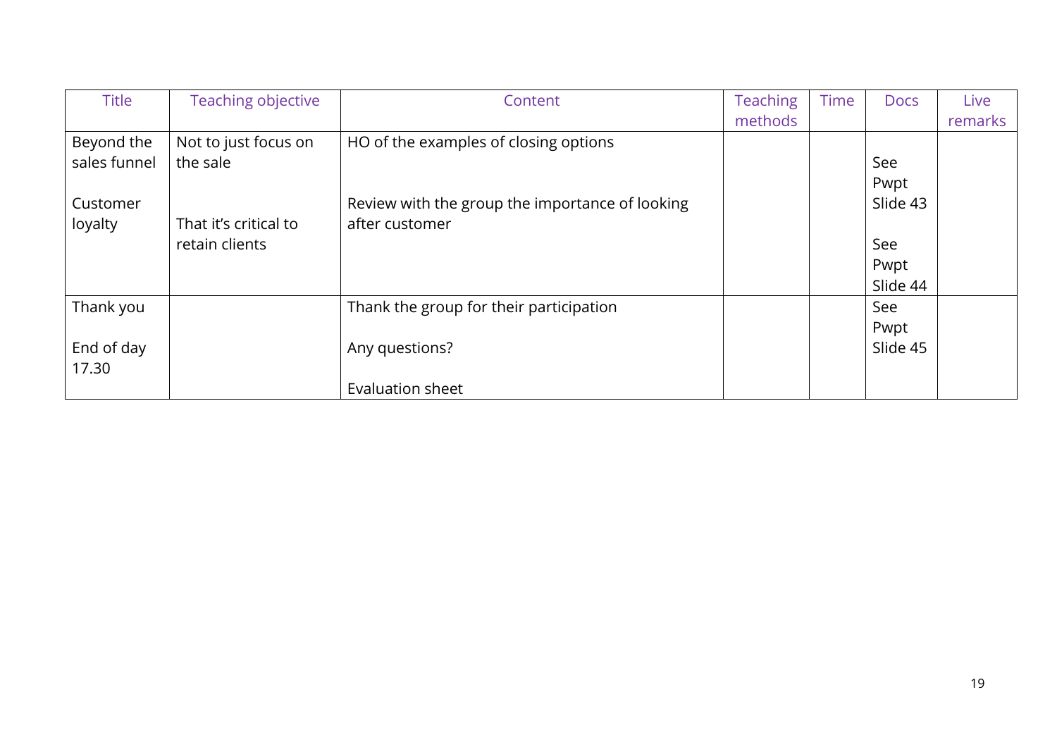| Title | Teaching objective | Content | Teaching methods | Time | Docs | Live remarks |
|---|---|---|---|---|---|---|
| Beyond the sales funnel<br><br>Customer loyalty | Not to just focus on the sale<br><br>That it's critical to retain clients | HO of the examples of closing options<br><br>Review with the group the importance of looking after customer | | | See Pwpt Slide 43<br><br>See Pwpt Slide 44 | |
| Thank you<br><br>End of day 17.30 | | Thank the group for their participation<br><br>Any questions?<br><br>Evaluation sheet | | | See Pwpt Slide 45 | |